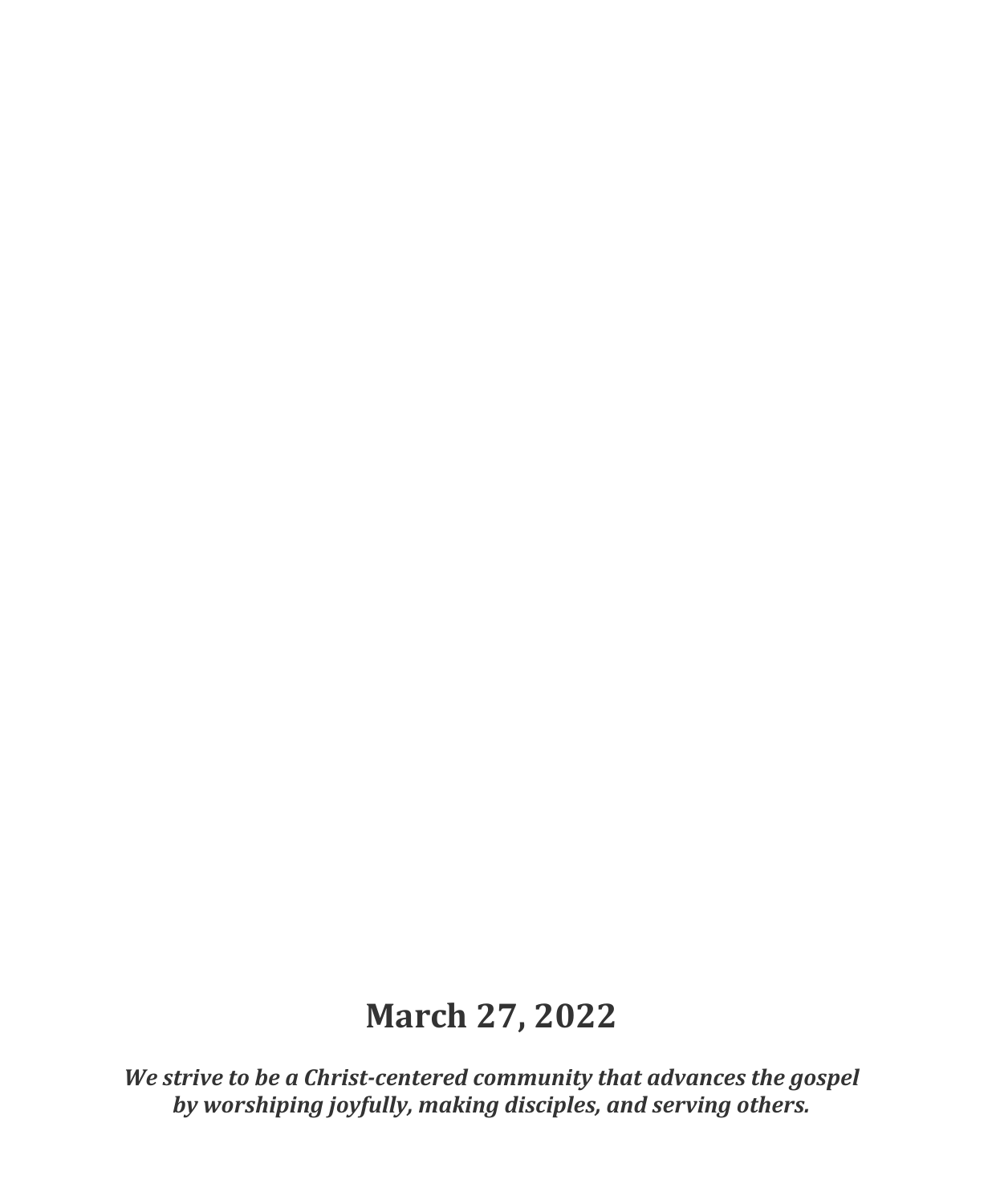# March 27, 2022

***We strive to be a Christ-centered community that advances the gospel by worshiping joyfully, making disciples, and serving others.***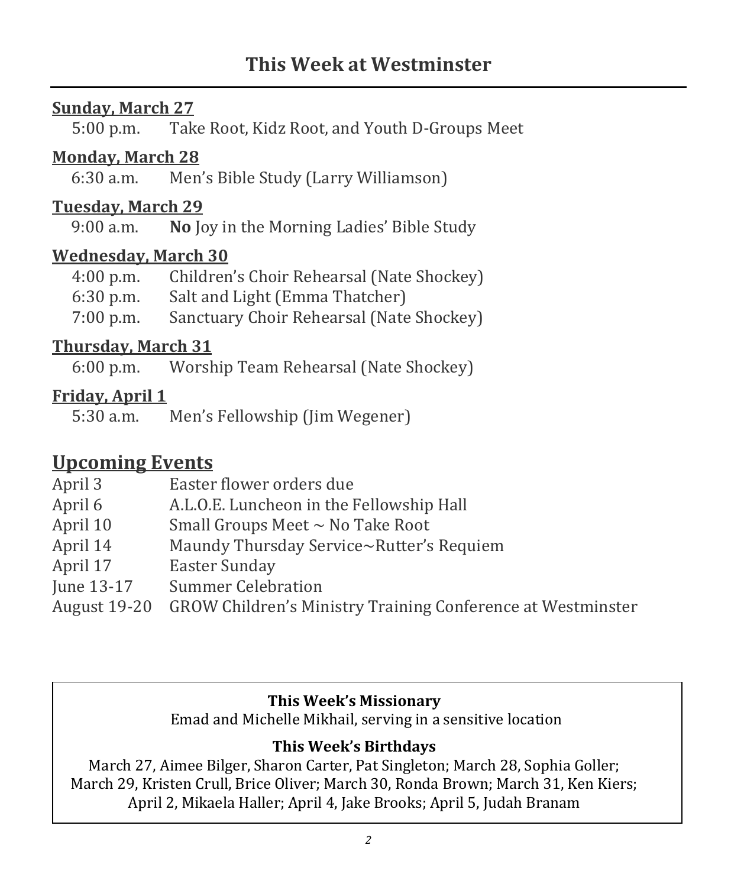# This Week at Westminster

**Sunday, March 27**

5:00 p.m. Take Root, Kidz Root, and Youth D-Groups Meet

**Monday, March 28**

6:30 a.m. Men's Bible Study (Larry Williamson)

**Tuesday, March 29**

9:00 a.m. **No** Joy in the Morning Ladies' Bible Study

**Wednesday, March 30**

4:00 p.m. Children's Choir Rehearsal (Nate Shockey)
6:30 p.m. Salt and Light (Emma Thatcher)
7:00 p.m. Sanctuary Choir Rehearsal (Nate Shockey)

**Thursday, March 31**

6:00 p.m. Worship Team Rehearsal (Nate Shockey)

**Friday, April 1**

5:30 a.m. Men's Fellowship (Jim Wegener)

## Upcoming Events

April 3 Easter flower orders due
April 6 A.L.O.E. Luncheon in the Fellowship Hall
April 10 Small Groups Meet ~ No Take Root
April 14 Maundy Thursday Service~Rutter's Requiem
April 17 Easter Sunday
June 13-17 Summer Celebration
August 19-20 GROW Children's Ministry Training Conference at Westminster

**This Week's Missionary**

Emad and Michelle Mikhail, serving in a sensitive location

**This Week's Birthdays**

March 27, Aimee Bilger, Sharon Carter, Pat Singleton; March 28, Sophia Goller; March 29, Kristen Crull, Brice Oliver; March 30, Ronda Brown; March 31, Ken Kiers; April 2, Mikaela Haller; April 4, Jake Brooks; April 5, Judah Branam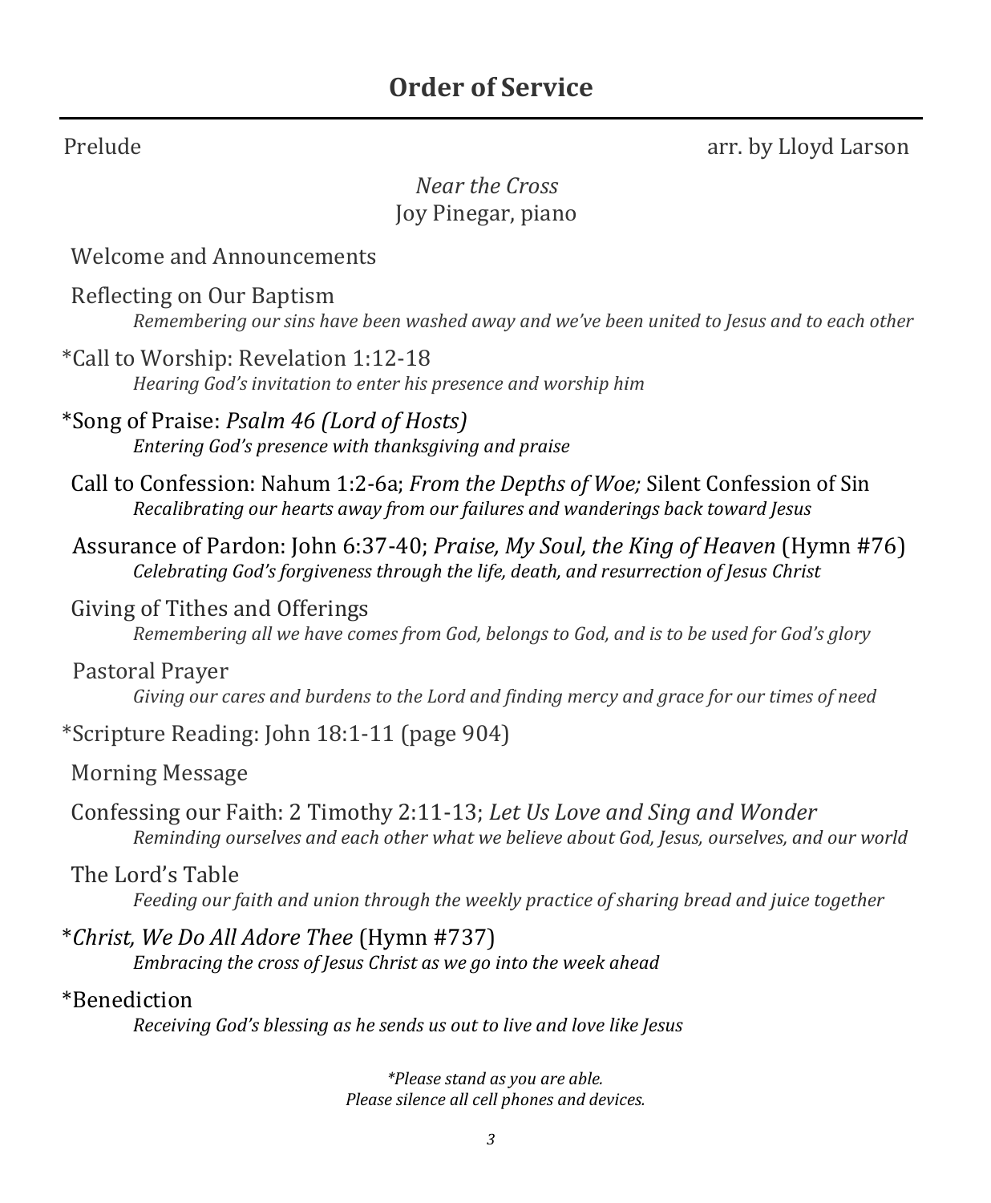# Order of Service

Prelude arr. by Lloyd Larson

*Near the Cross*
Joy Pinegar, piano

Welcome and Announcements

Reflecting on Our Baptism
*Remembering our sins have been washed away and we've been united to Jesus and to each other*

*Call to Worship: Revelation 1:12-18
*Hearing God's invitation to enter his presence and worship him*

*Song of Praise: *Psalm 46 (Lord of Hosts)*
*Entering God's presence with thanksgiving and praise*

Call to Confession: Nahum 1:2-6a; *From the Depths of Woe;* Silent Confession of Sin
*Recalibrating our hearts away from our failures and wanderings back toward Jesus*

Assurance of Pardon: John 6:37-40; *Praise, My Soul, the King of Heaven* (Hymn #76)
*Celebrating God's forgiveness through the life, death, and resurrection of Jesus Christ*

Giving of Tithes and Offerings
*Remembering all we have comes from God, belongs to God, and is to be used for God's glory*

Pastoral Prayer
*Giving our cares and burdens to the Lord and finding mercy and grace for our times of need*

*Scripture Reading: John 18:1-11 (page 904)

Morning Message

Confessing our Faith: 2 Timothy 2:11-13; *Let Us Love and Sing and Wonder*
*Reminding ourselves and each other what we believe about God, Jesus, ourselves, and our world*

The Lord's Table
*Feeding our faith and union through the weekly practice of sharing bread and juice together*

**Christ, We Do All Adore Thee* (Hymn #737)
*Embracing the cross of Jesus Christ as we go into the week ahead*

*Benediction
*Receiving God's blessing as he sends us out to live and love like Jesus*

*\*Please stand as you are able.*
*Please silence all cell phones and devices.*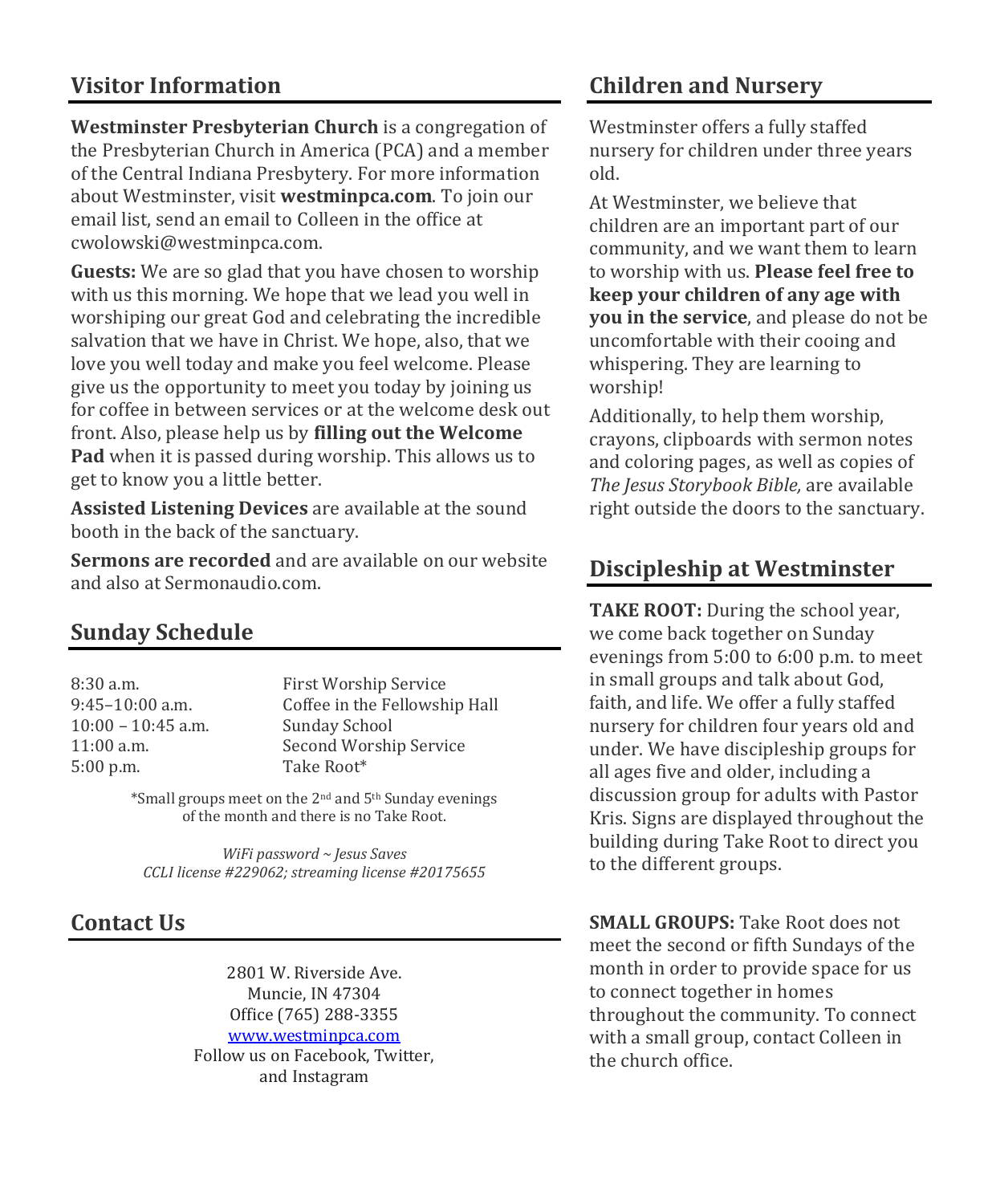## Visitor Information

**Westminster Presbyterian Church** is a congregation of the Presbyterian Church in America (PCA) and a member of the Central Indiana Presbytery. For more information about Westminster, visit **westminpca.com**. To join our email list, send an email to Colleen in the office at cwolowski@westminpca.com.

**Guests:** We are so glad that you have chosen to worship with us this morning. We hope that we lead you well in worshiping our great God and celebrating the incredible salvation that we have in Christ. We hope, also, that we love you well today and make you feel welcome. Please give us the opportunity to meet you today by joining us for coffee in between services or at the welcome desk out front. Also, please help us by **filling out the Welcome Pad** when it is passed during worship. This allows us to get to know you a little better.

**Assisted Listening Devices** are available at the sound booth in the back of the sanctuary.

**Sermons are recorded** and are available on our website and also at Sermonaudio.com.

## Sunday Schedule

| | |
|---|---|
| 8:30 a.m. | First Worship Service |
| 9:45–10:00 a.m. | Coffee in the Fellowship Hall |
| 10:00 – 10:45 a.m. | Sunday School |
| 11:00 a.m. | Second Worship Service |
| 5:00 p.m. | Take Root* |

*Small groups meet on the 2nd and 5th Sunday evenings of the month and there is no Take Root.

*WiFi password ~ Jesus Saves*
*CCLI license #229062; streaming license #20175655*

## Contact Us

2801 W. Riverside Ave.
Muncie, IN 47304
Office (765) 288-3355
www.westminpca.com
Follow us on Facebook, Twitter, and Instagram

## Children and Nursery

Westminster offers a fully staffed nursery for children under three years old.

At Westminster, we believe that children are an important part of our community, and we want them to learn to worship with us. **Please feel free to keep your children of any age with you in the service**, and please do not be uncomfortable with their cooing and whispering. They are learning to worship!

Additionally, to help them worship, crayons, clipboards with sermon notes and coloring pages, as well as copies of *The Jesus Storybook Bible,* are available right outside the doors to the sanctuary.

## Discipleship at Westminster

**TAKE ROOT:** During the school year, we come back together on Sunday evenings from 5:00 to 6:00 p.m. to meet in small groups and talk about God, faith, and life. We offer a fully staffed nursery for children four years old and under. We have discipleship groups for all ages five and older, including a discussion group for adults with Pastor Kris. Signs are displayed throughout the building during Take Root to direct you to the different groups.

**SMALL GROUPS:** Take Root does not meet the second or fifth Sundays of the month in order to provide space for us to connect together in homes throughout the community. To connect with a small group, contact Colleen in the church office.